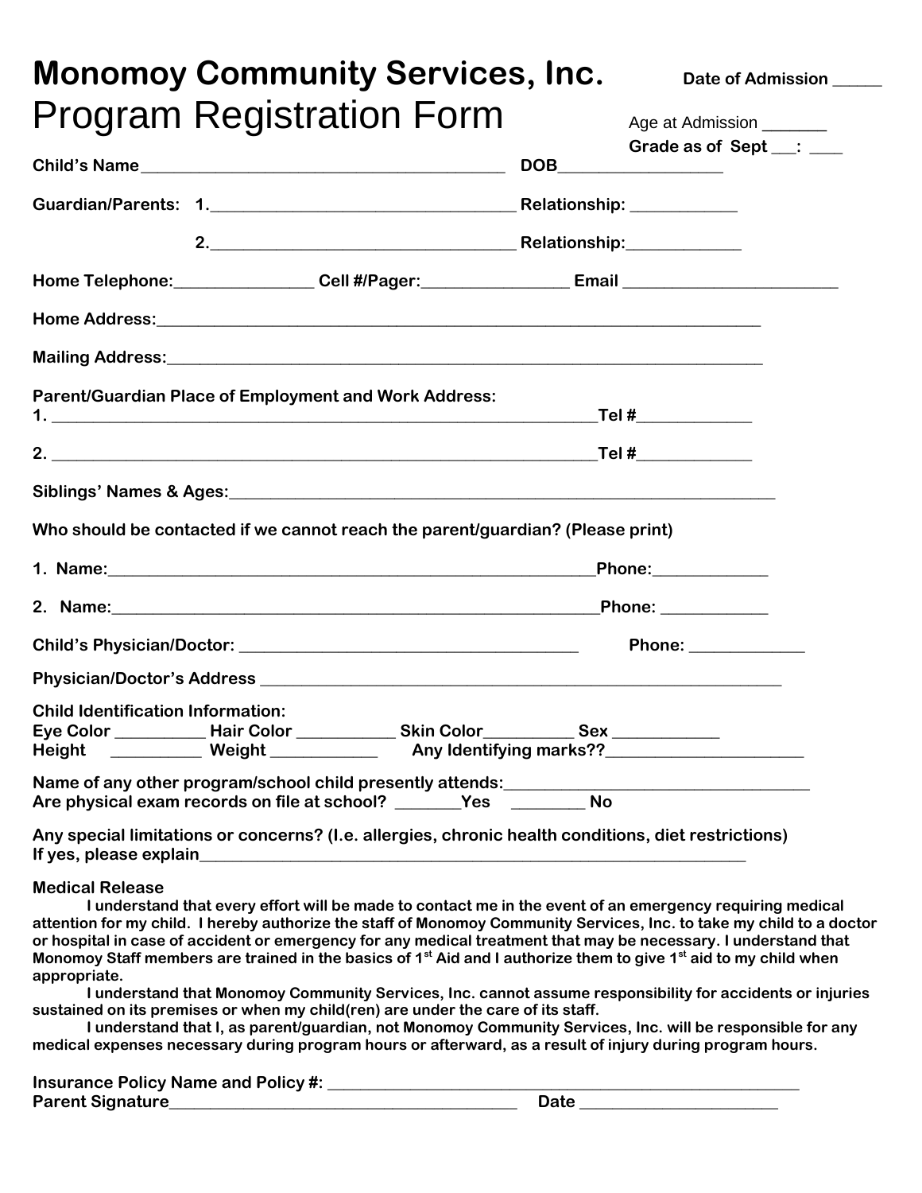# Monomoy Community Services, Inc.

## Program Registration Form

Date of Admission _____

Age at Admission _______

Grade as of Sept ___: ____

**Child's Name**________________________________________ **DOB**_________________

**Guardian/Parents: 1.**__________________________________ **Relationship:** ___________

**2.**__________________________________ **Relationship:**____________

**Home Telephone:**_______________ **Cell #/Pager:**_______________ **Email** ______________________

**Home Address:**____________________________________________________________________

**Mailing Address:**___________________________________________________________________

**Parent/Guardian Place of Employment and Work Address:**

**1.** ______________________________________________________________**Tel #**____________

**2.** ______________________________________________________________**Tel #**____________

**Siblings' Names & Ages:**_____________________________________________________________

**Who should be contacted if we cannot reach the parent/guardian? (Please print)**

**1. Name:**_______________________________________________________**Phone:**____________

**2. Name:**_______________________________________________________**Phone:** ___________

**Child's Physician/Doctor:** ______________________________________ **Phone:** _____________

**Physician/Doctor's Address** _________________________________________________________

**Child Identification Information:**

**Eye Color** __________ **Hair Color** ___________ **Skin Color**__________ **Sex** ___________

**Height** __________ **Weight** ____________ **Any Identifying marks??**_____________________

**Name of any other program/school child presently attends:**__________________________________

**Are physical exam records on file at school?** _______**Yes** ________ **No**

**Any special limitations or concerns? (I.e. allergies, chronic health conditions, diet restrictions)**

**If yes, please explain**___________________________________________________________

**Medical Release**

**I understand that every effort will be made to contact me in the event of an emergency requiring medical attention for my child. I hereby authorize the staff of Monomoy Community Services, Inc. to take my child to a doctor or hospital in case of accident or emergency for any medical treatment that may be necessary. I understand that Monomoy Staff members are trained in the basics of 1st Aid and I authorize them to give 1st aid to my child when appropriate.**

**I understand that Monomoy Community Services, Inc. cannot assume responsibility for accidents or injuries sustained on its premises or when my child(ren) are under the care of its staff.**

**I understand that I, as parent/guardian, not Monomoy Community Services, Inc. will be responsible for any medical expenses necessary during program hours or afterward, as a result of injury during program hours.**

**Insurance Policy Name and Policy #:** ____________________________________________________

**Parent Signature**________________________________________ **Date** _____________________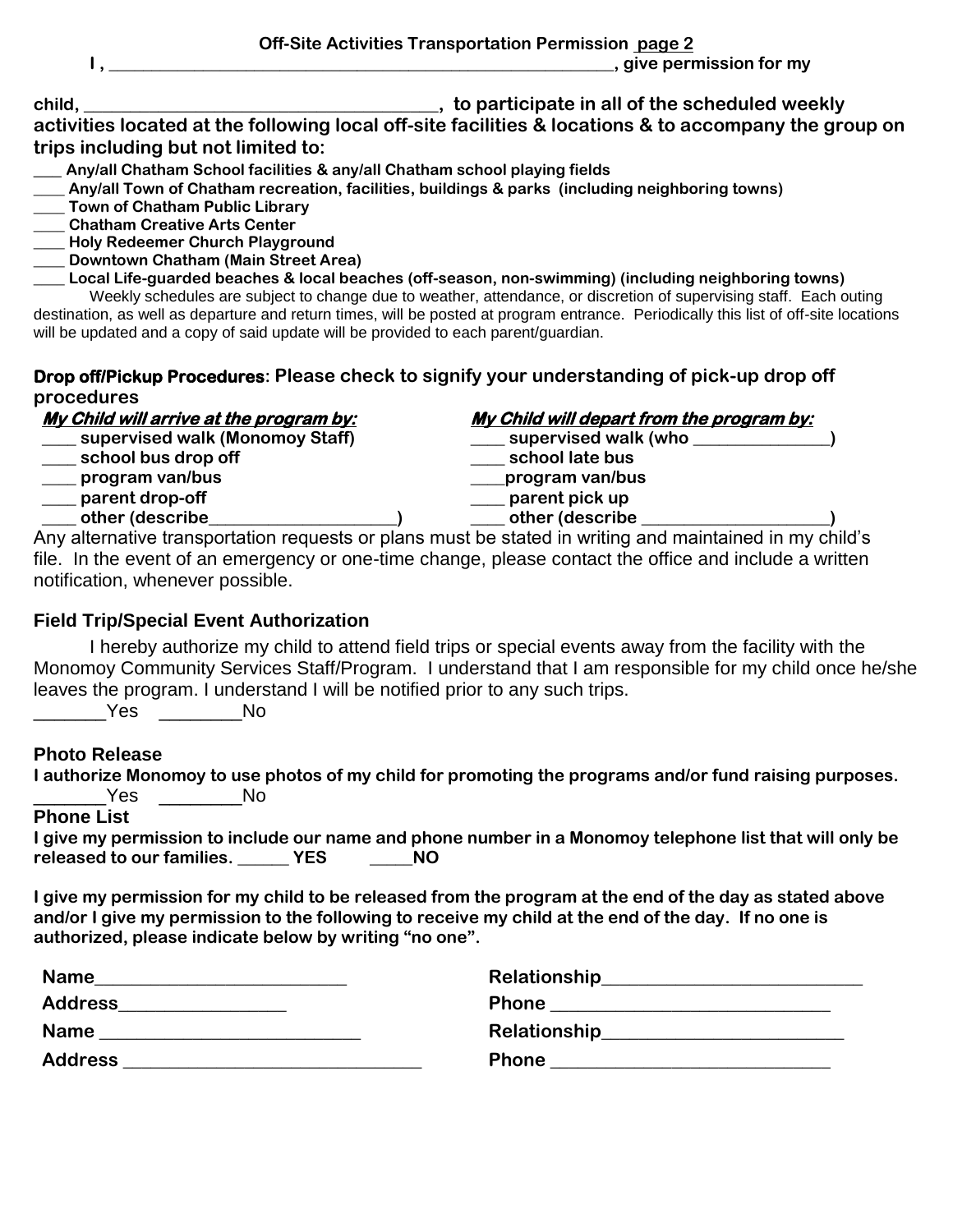**Off-Site Activities Transportation Permission page 2**

**I , ____________________________________________________, give permission for my**

**child, ___________________________________, to participate in all of the scheduled weekly activities located at the following local off-site facilities & locations & to accompany the group on trips including but not limited to:**

**___ Any/all Chatham School facilities & any/all Chatham school playing fields**
**____ Any/all Town of Chatham recreation, facilities, buildings & parks (including neighboring towns)**
**____ Town of Chatham Public Library**
**____ Chatham Creative Arts Center**
**____ Holy Redeemer Church Playground**
**____ Downtown Chatham (Main Street Area)**
**____ Local Life-guarded beaches & local beaches (off-season, non-swimming) (including neighboring towns)**

Weekly schedules are subject to change due to weather, attendance, or discretion of supervising staff. Each outing destination, as well as departure and return times, will be posted at program entrance. Periodically this list of off-site locations will be updated and a copy of said update will be provided to each parent/guardian.

**Drop off/Pickup Procedures: Please check to signify your understanding of pick-up drop off procedures**

***My Child will arrive at the program by:***
**____ supervised walk (Monomoy Staff)**
**____ school bus drop off**
**____ program van/bus**
**____ parent drop-off**
**____ other (describe____________________)**

***My Child will depart from the program by:***
**____ supervised walk (who _______________)**
**____ school late bus**
**____program van/bus**
**____ parent pick up**
**____ other (describe ____________________)**

Any alternative transportation requests or plans must be stated in writing and maintained in my child's file. In the event of an emergency or one-time change, please contact the office and include a written notification, whenever possible.

**Field Trip/Special Event Authorization**

I hereby authorize my child to attend field trips or special events away from the facility with the Monomoy Community Services Staff/Program. I understand that I am responsible for my child once he/she leaves the program. I understand I will be notified prior to any such trips.

_______Yes ________No

**Photo Release**

**I authorize Monomoy to use photos of my child for promoting the programs and/or fund raising purposes.**

_______Yes ________No

**Phone List**

**I give my permission to include our name and phone number in a Monomoy telephone list that will only be released to our families. ______ YES _____NO**

**I give my permission for my child to be released from the program at the end of the day as stated above and/or I give my permission to the following to receive my child at the end of the day. If no one is authorized, please indicate below by writing "no one".**

**Name__________________________** **Relationship__________________________**
**Address_________________** **Phone ____________________________**
**Name __________________________** **Relationship________________________**
**Address ______________________________** **Phone ____________________________**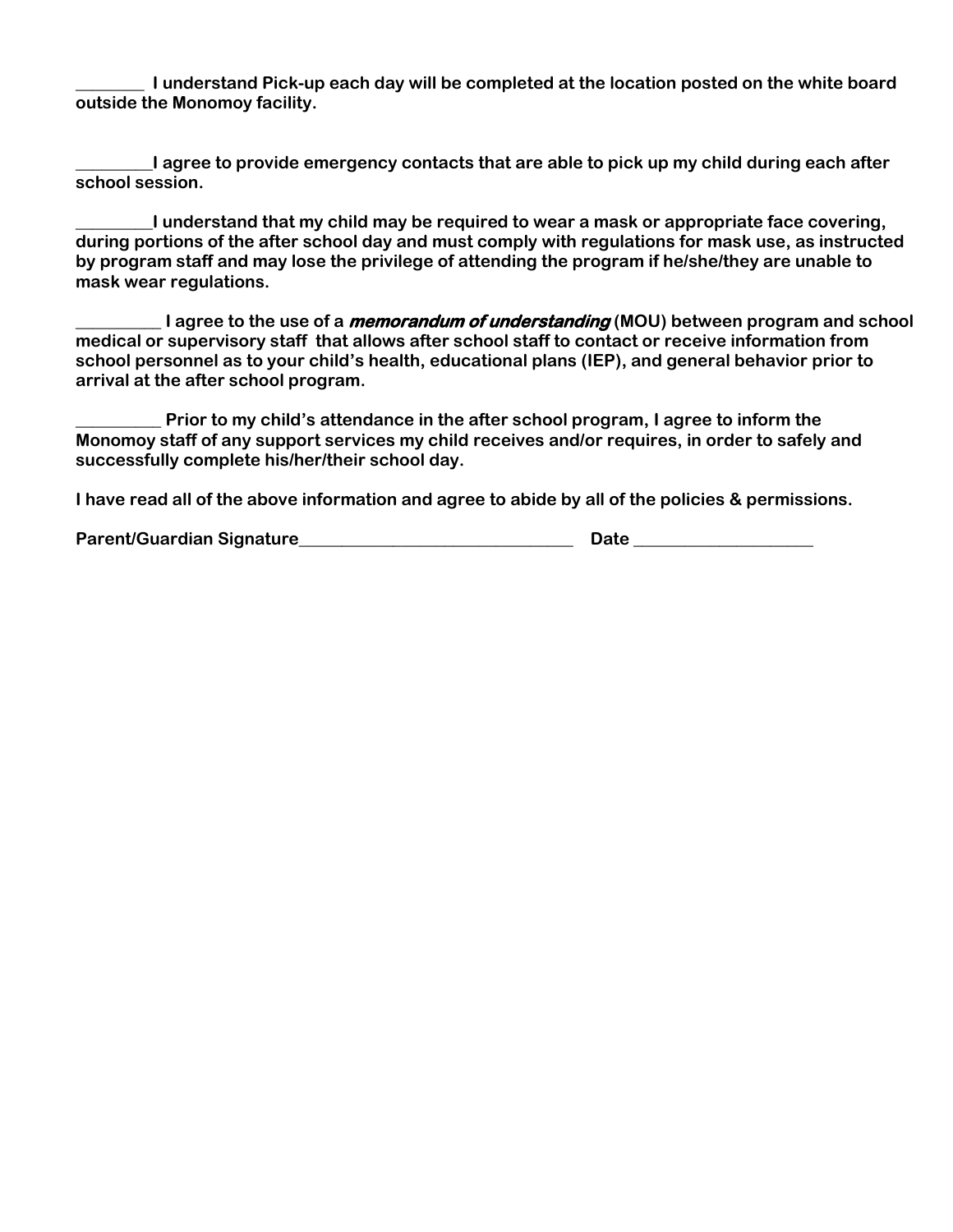**________ I understand Pick-up each day will be completed at the location posted on the white board outside the Monomoy facility.**

**_________I agree to provide emergency contacts that are able to pick up my child during each after school session.**

**_________I understand that my child may be required to wear a mask or appropriate face covering, during portions of the after school day and must comply with regulations for mask use, as instructed by program staff and may lose the privilege of attending the program if he/she/they are unable to mask wear regulations.**

**__________ I agree to the use of a *memorandum of understanding* (MOU) between program and school medical or supervisory staff that allows after school staff to contact or receive information from school personnel as to your child's health, educational plans (IEP), and general behavior prior to arrival at the after school program.**

**__________ Prior to my child's attendance in the after school program, I agree to inform the Monomoy staff of any support services my child receives and/or requires, in order to safely and successfully complete his/her/their school day.**

**I have read all of the above information and agree to abide by all of the policies & permissions.**

**Parent/Guardian Signature________________________________ Date ____________________**